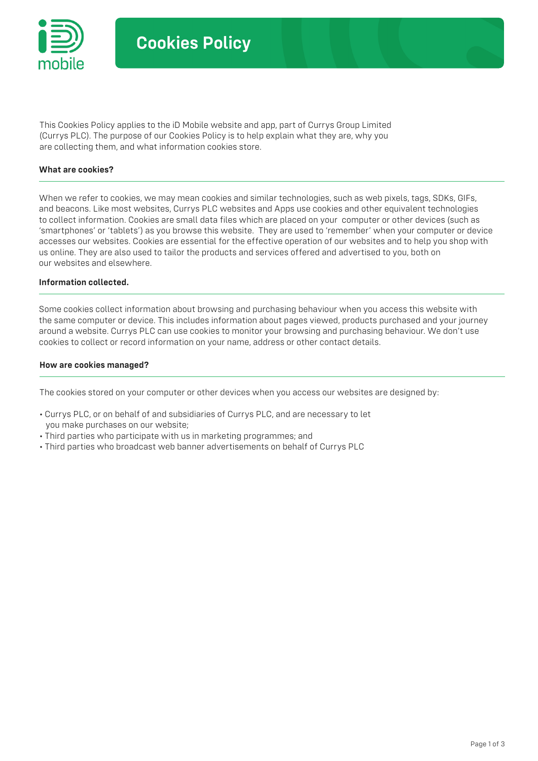# Cookies Policy

This Cookies Policy applies to the iD Mobile website and app, part of Currys Group Limited (Currys PLC). The purpose of our Cookies Policy is to help explain what they are, why you are collecting them, and what information cookies store.

## What are cookies?

When we refer to cookies, we may mean cookies and similar technologies, such as web pixels, tags, SDKs, GIFs, and beacons. Like most websites, Currys PLC websites and Apps use cookies and other equivalent technologies to collect information. Cookies are small data files which are placed on your computer or other devices (such as 'smartphones' or 'tablets') as you browse this website. They are used to 'remember' when your computer or device accesses our websites. Cookies are essential for the effective operation of our websites and to help you shop with us online. They are also used to tailor the products and services offered and advertised to you, both on our websites and elsewhere.

## Information collected.

Some cookies collect information about browsing and purchasing behaviour when you access this website with the same computer or device. This includes information about pages viewed, products purchased and your journey around a website. Currys PLC can use cookies to monitor your browsing and purchasing behaviour. We don't use cookies to collect or record information on your name, address or other contact details.

## How are cookies managed?

The cookies stored on your computer or other devices when you access our websites are designed by:

- Currys PLC, or on behalf of and subsidiaries of Currys PLC, and are necessary to let you make purchases on our website;
- Third parties who participate with us in marketing programmes; and
- Third parties who broadcast web banner advertisements on behalf of Currys PLC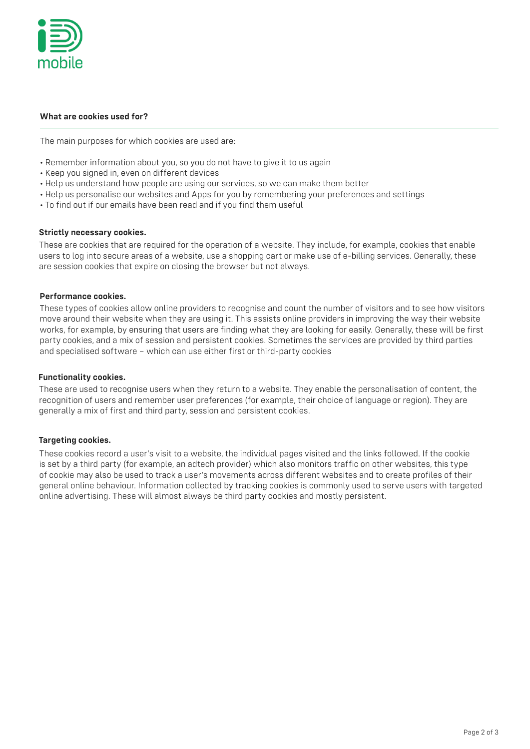## What are cookies used for?

The main purposes for which cookies are used are:

- Remember information about you, so you do not have to give it to us again
- Keep you signed in, even on different devices
- Help us understand how people are using our services, so we can make them better
- Help us personalise our websites and Apps for you by remembering your preferences and settings
- To find out if our emails have been read and if you find them useful

**Strictly necessary cookies.**

These are cookies that are required for the operation of a website. They include, for example, cookies that enable users to log into secure areas of a website, use a shopping cart or make use of e-billing services. Generally, these are session cookies that expire on closing the browser but not always.

**Performance cookies.**

These types of cookies allow online providers to recognise and count the number of visitors and to see how visitors move around their website when they are using it. This assists online providers in improving the way their website works, for example, by ensuring that users are finding what they are looking for easily. Generally, these will be first party cookies, and a mix of session and persistent cookies. Sometimes the services are provided by third parties and specialised software – which can use either first or third-party cookies

**Functionality cookies.**

These are used to recognise users when they return to a website. They enable the personalisation of content, the recognition of users and remember user preferences (for example, their choice of language or region). They are generally a mix of first and third party, session and persistent cookies.

**Targeting cookies.**

These cookies record a user's visit to a website, the individual pages visited and the links followed. If the cookie is set by a third party (for example, an adtech provider) which also monitors traffic on other websites, this type of cookie may also be used to track a user's movements across different websites and to create profiles of their general online behaviour. Information collected by tracking cookies is commonly used to serve users with targeted online advertising. These will almost always be third party cookies and mostly persistent.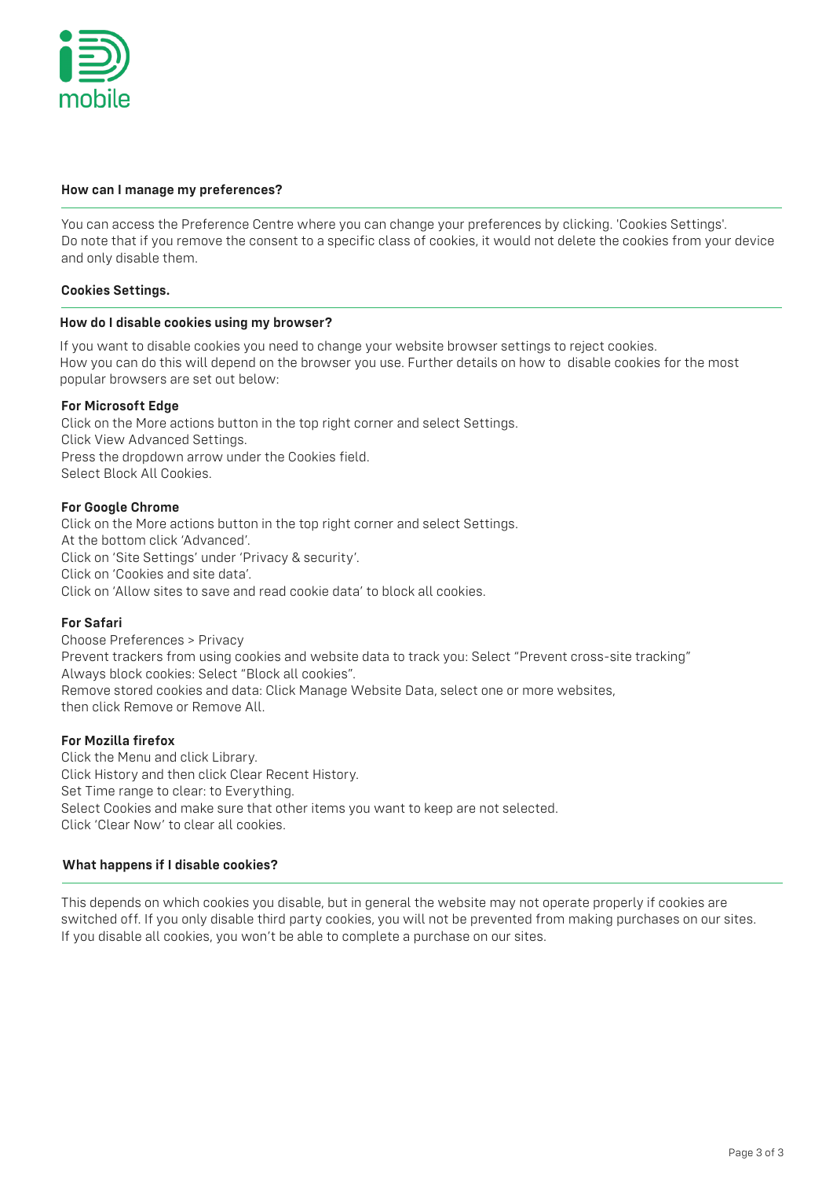## How can I manage my preferences?

You can access the Preference Centre where you can change your preferences by clicking. 'Cookies Settings'.
Do note that if you remove the consent to a specific class of cookies, it would not delete the cookies from your device and only disable them.

**Cookies Settings.**

## How do I disable cookies using my browser?

If you want to disable cookies you need to change your website browser settings to reject cookies.
How you can do this will depend on the browser you use. Further details on how to disable cookies for the most popular browsers are set out below:

**For Microsoft Edge**
Click on the More actions button in the top right corner and select Settings.
Click View Advanced Settings.
Press the dropdown arrow under the Cookies field.
Select Block All Cookies.

**For Google Chrome**
Click on the More actions button in the top right corner and select Settings.
At the bottom click 'Advanced'.
Click on 'Site Settings' under 'Privacy & security'.
Click on 'Cookies and site data'.
Click on 'Allow sites to save and read cookie data' to block all cookies.

**For Safari**
Choose Preferences > Privacy
Prevent trackers from using cookies and website data to track you: Select "Prevent cross-site tracking"
Always block cookies: Select "Block all cookies".
Remove stored cookies and data: Click Manage Website Data, select one or more websites, then click Remove or Remove All.

**For Mozilla firefox**
Click the Menu and click Library.
Click History and then click Clear Recent History.
Set Time range to clear: to Everything.
Select Cookies and make sure that other items you want to keep are not selected.
Click 'Clear Now' to clear all cookies.

## What happens if I disable cookies?

This depends on which cookies you disable, but in general the website may not operate properly if cookies are switched off. If you only disable third party cookies, you will not be prevented from making purchases on our sites. If you disable all cookies, you won't be able to complete a purchase on our sites.